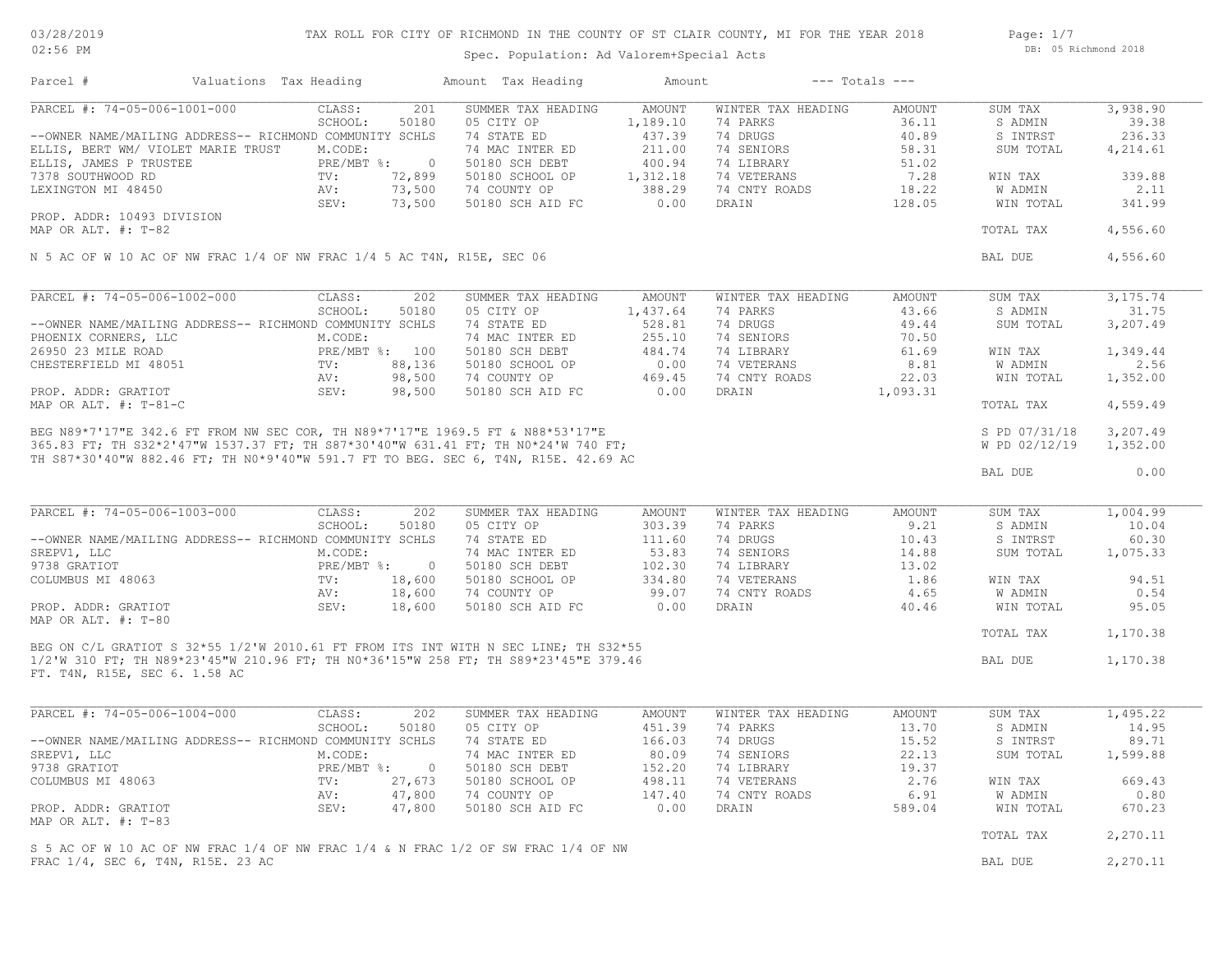# TAX ROLL FOR CITY OF RICHMOND IN THE COUNTY OF ST CLAIR COUNTY, MI FOR THE YEAR 2018

03/28/2019
02:56 PM

Spec. Population: Ad Valorem+Special Acts

DB: 05 Richmond 2018

| Parcel # | Valuations | Tax Heading | Amount | Tax Heading | Amount | --- Totals --- | |
|---|---|---|---|---|---|---|---|

## PARCEL #: 74-05-006-1001-000

| | | | | | | | |
|---|---|---|---|---|---|---|---|
| PARCEL #: 74-05-006-1001-000 | CLASS: 201 | SUMMER TAX HEADING | AMOUNT | WINTER TAX HEADING | AMOUNT | SUM TAX | 3,938.90 |
| | SCHOOL: 50180 | 05 CITY OP | 1,189.10 | 74 PARKS | 36.11 | S ADMIN | 39.38 |
| --OWNER NAME/MAILING ADDRESS-- RICHMOND COMMUNITY SCHLS | | 74 STATE ED | 437.39 | 74 DRUGS | 40.89 | S INTRST | 236.33 |
| ELLIS, BERT WM/ VIOLET MARIE TRUST | M.CODE: | 74 MAC INTER ED | 211.00 | 74 SENIORS | 58.31 | SUM TOTAL | 4,214.61 |
| ELLIS, JAMES P TRUSTEE | PRE/MBT %: 0 | 50180 SCH DEBT | 400.94 | 74 LIBRARY | 51.02 | | |
| 7378 SOUTHWOOD RD | TV: 72,899 | 50180 SCHOOL OP | 1,312.18 | 74 VETERANS | 7.28 | WIN TAX | 339.88 |
| LEXINGTON MI 48450 | AV: 73,500 | 74 COUNTY OP | 388.29 | 74 CNTY ROADS | 18.22 | W ADMIN | 2.11 |
| | SEV: 73,500 | 50180 SCH AID FC | 0.00 | DRAIN | 128.05 | WIN TOTAL | 341.99 |
| PROP. ADDR: 10493 DIVISION | | | | | | | |
| MAP OR ALT. #: T-82 | | | | | | TOTAL TAX | 4,556.60 |

N 5 AC OF W 10 AC OF NW FRAC 1/4 OF NW FRAC 1/4 5 AC T4N, R15E, SEC 06

BAL DUE 4,556.60

## PARCEL #: 74-05-006-1002-000

| | | | | | | | |
|---|---|---|---|---|---|---|---|
| PARCEL #: 74-05-006-1002-000 | CLASS: 202 | SUMMER TAX HEADING | AMOUNT | WINTER TAX HEADING | AMOUNT | SUM TAX | 3,175.74 |
| | SCHOOL: 50180 | 05 CITY OP | 1,437.64 | 74 PARKS | 43.66 | S ADMIN | 31.75 |
| --OWNER NAME/MAILING ADDRESS-- RICHMOND COMMUNITY SCHLS | | 74 STATE ED | 528.81 | 74 DRUGS | 49.44 | SUM TOTAL | 3,207.49 |
| PHOENIX CORNERS, LLC | M.CODE: | 74 MAC INTER ED | 255.10 | 74 SENIORS | 70.50 | | |
| 26950 23 MILE ROAD | PRE/MBT %: 100 | 50180 SCH DEBT | 484.74 | 74 LIBRARY | 61.69 | WIN TAX | 1,349.44 |
| CHESTERFIELD MI 48051 | TV: 88,136 | 50180 SCHOOL OP | 0.00 | 74 VETERANS | 8.81 | W ADMIN | 2.56 |
| | AV: 98,500 | 74 COUNTY OP | 469.45 | 74 CNTY ROADS | 22.03 | WIN TOTAL | 1,352.00 |
| PROP. ADDR: GRATIOT | SEV: 98,500 | 50180 SCH AID FC | 0.00 | DRAIN | 1,093.31 | | |
| MAP OR ALT. #: T-81-C | | | | | | TOTAL TAX | 4,559.49 |

BEG N89*7'17"E 342.6 FT FROM NW SEC COR, TH N89*7'17"E 1969.5 FT & N88*53'17"E 365.83 FT; TH S32*2'47"W 1537.37 FT; TH S87*30'40"W 631.41 FT; TH N0*24'W 740 FT; TH S87*30'40"W 882.46 FT; TH N0*9'40"W 591.7 FT TO BEG. SEC 6, T4N, R15E. 42.69 AC

S PD 07/31/18 3,207.49
W PD 02/12/19 1,352.00

BAL DUE 0.00

## PARCEL #: 74-05-006-1003-000

| | | | | | | | |
|---|---|---|---|---|---|---|---|
| PARCEL #: 74-05-006-1003-000 | CLASS: 202 | SUMMER TAX HEADING | AMOUNT | WINTER TAX HEADING | AMOUNT | SUM TAX | 1,004.99 |
| | SCHOOL: 50180 | 05 CITY OP | 303.39 | 74 PARKS | 9.21 | S ADMIN | 10.04 |
| --OWNER NAME/MAILING ADDRESS-- RICHMOND COMMUNITY SCHLS | | 74 STATE ED | 111.60 | 74 DRUGS | 10.43 | S INTRST | 60.30 |
| SREPV1, LLC | M.CODE: | 74 MAC INTER ED | 53.83 | 74 SENIORS | 14.88 | SUM TOTAL | 1,075.33 |
| 9738 GRATIOT | PRE/MBT %: 0 | 50180 SCH DEBT | 102.30 | 74 LIBRARY | 13.02 | | |
| COLUMBUS MI 48063 | TV: 18,600 | 50180 SCHOOL OP | 334.80 | 74 VETERANS | 1.86 | WIN TAX | 94.51 |
| | AV: 18,600 | 74 COUNTY OP | 99.07 | 74 CNTY ROADS | 4.65 | W ADMIN | 0.54 |
| PROP. ADDR: GRATIOT | SEV: 18,600 | 50180 SCH AID FC | 0.00 | DRAIN | 40.46 | WIN TOTAL | 95.05 |
| MAP OR ALT. #: T-80 | | | | | | | |
| | | | | | | TOTAL TAX | 1,170.38 |

BEG ON C/L GRATIOT S 32*55 1/2'W 2010.61 FT FROM ITS INT WITH N SEC LINE; TH S32*55 1/2'W 310 FT; TH N89*23'45"W 210.96 FT; TH N0*36'15"W 258 FT; TH S89*23'45"E 379.46 FT. T4N, R15E, SEC 6. 1.58 AC

BAL DUE 1,170.38

## PARCEL #: 74-05-006-1004-000

| | | | | | | | |
|---|---|---|---|---|---|---|---|
| PARCEL #: 74-05-006-1004-000 | CLASS: 202 | SUMMER TAX HEADING | AMOUNT | WINTER TAX HEADING | AMOUNT | SUM TAX | 1,495.22 |
| | SCHOOL: 50180 | 05 CITY OP | 451.39 | 74 PARKS | 13.70 | S ADMIN | 14.95 |
| --OWNER NAME/MAILING ADDRESS-- RICHMOND COMMUNITY SCHLS | | 74 STATE ED | 166.03 | 74 DRUGS | 15.52 | S INTRST | 89.71 |
| SREPV1, LLC | M.CODE: | 74 MAC INTER ED | 80.09 | 74 SENIORS | 22.13 | SUM TOTAL | 1,599.88 |
| 9738 GRATIOT | PRE/MBT %: 0 | 50180 SCH DEBT | 152.20 | 74 LIBRARY | 19.37 | | |
| COLUMBUS MI 48063 | TV: 27,673 | 50180 SCHOOL OP | 498.11 | 74 VETERANS | 2.76 | WIN TAX | 669.43 |
| | AV: 47,800 | 74 COUNTY OP | 147.40 | 74 CNTY ROADS | 6.91 | W ADMIN | 0.80 |
| PROP. ADDR: GRATIOT | SEV: 47,800 | 50180 SCH AID FC | 0.00 | DRAIN | 589.04 | WIN TOTAL | 670.23 |
| MAP OR ALT. #: T-83 | | | | | | | |
| | | | | | | TOTAL TAX | 2,270.11 |

S 5 AC OF W 10 AC OF NW FRAC 1/4 OF NW FRAC 1/4 & N FRAC 1/2 OF SW FRAC 1/4 OF NW FRAC 1/4, SEC 6, T4N, R15E. 23 AC

BAL DUE 2,270.11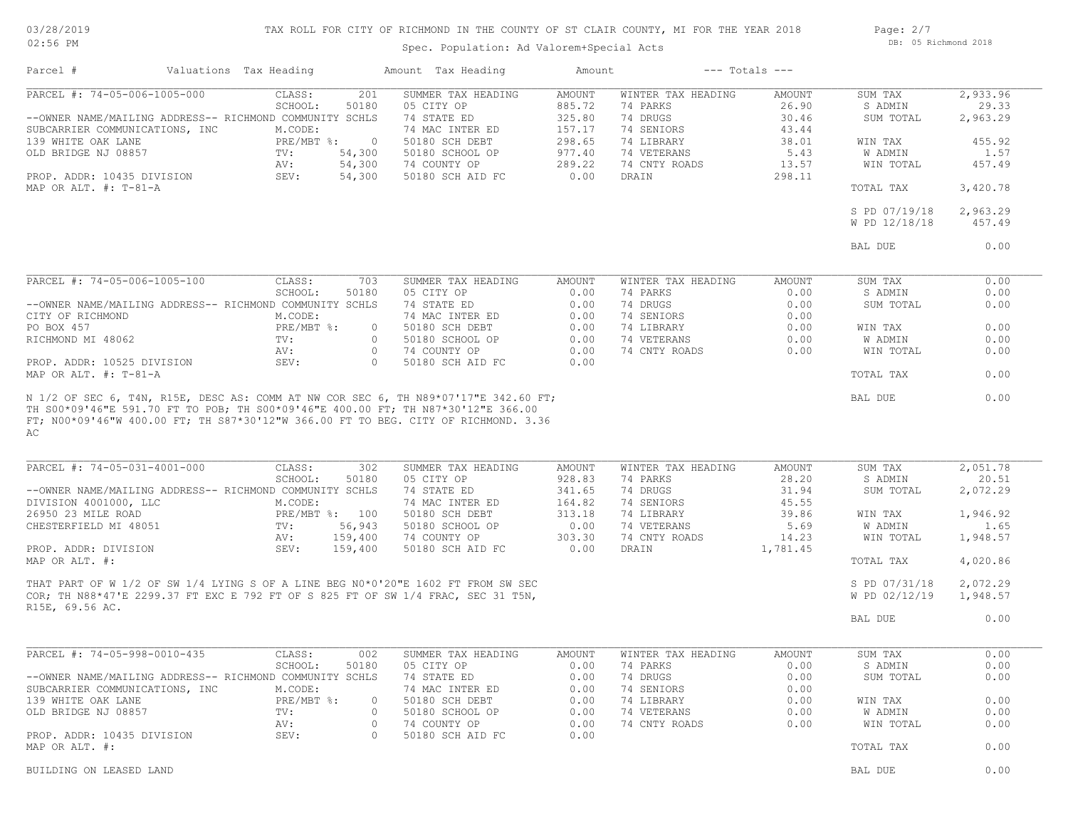TAX ROLL FOR CITY OF RICHMOND IN THE COUNTY OF ST CLAIR COUNTY, MI FOR THE YEAR 2018

Spec. Population: Ad Valorem+Special Acts

| Parcel # | Valuations | Tax Heading | Amount | Tax Heading | Amount | --- Totals --- | |
|---|---|---|---|---|---|---|---|
| PARCEL #: 74-05-006-1005-000 | CLASS: 201 | SUMMER TAX HEADING | AMOUNT | WINTER TAX HEADING | AMOUNT | SUM TAX | 2,933.96 |
| | SCHOOL: 50180 | 05 CITY OP | 885.72 | 74 PARKS | 26.90 | S ADMIN | 29.33 |
| --OWNER NAME/MAILING ADDRESS-- RICHMOND COMMUNITY SCHLS | | 74 STATE ED | 325.80 | 74 DRUGS | 30.46 | SUM TOTAL | 2,963.29 |
| SUBCARRIER COMMUNICATIONS, INC | M.CODE: | 74 MAC INTER ED | 157.17 | 74 SENIORS | 43.44 | | |
| 139 WHITE OAK LANE | PRE/MBT %: 0 | 50180 SCH DEBT | 298.65 | 74 LIBRARY | 38.01 | WIN TAX | 455.92 |
| OLD BRIDGE NJ 08857 | TV: 54,300 | 50180 SCHOOL OP | 977.40 | 74 VETERANS | 5.43 | W ADMIN | 1.57 |
| | AV: 54,300 | 74 COUNTY OP | 289.22 | 74 CNTY ROADS | 13.57 | WIN TOTAL | 457.49 |
| PROP. ADDR: 10435 DIVISION | SEV: 54,300 | 50180 SCH AID FC | 0.00 | DRAIN | 298.11 | | |
| MAP OR ALT. #: T-81-A | | | | | | TOTAL TAX | 3,420.78 |
| | | | | | | S PD 07/19/18 | 2,963.29 |
| | | | | | | W PD 12/18/18 | 457.49 |
| | | | | | | BAL DUE | 0.00 |

| Parcel # | Valuations | Tax Heading | Amount | Tax Heading | Amount | --- Totals --- | |
|---|---|---|---|---|---|---|---|
| PARCEL #: 74-05-006-1005-100 | CLASS: 703 | SUMMER TAX HEADING | AMOUNT | WINTER TAX HEADING | AMOUNT | SUM TAX | 0.00 |
| | SCHOOL: 50180 | 05 CITY OP | 0.00 | 74 PARKS | 0.00 | S ADMIN | 0.00 |
| --OWNER NAME/MAILING ADDRESS-- RICHMOND COMMUNITY SCHLS | | 74 STATE ED | 0.00 | 74 DRUGS | 0.00 | SUM TOTAL | 0.00 |
| CITY OF RICHMOND | M.CODE: | 74 MAC INTER ED | 0.00 | 74 SENIORS | 0.00 | | |
| PO BOX 457 | PRE/MBT %: 0 | 50180 SCH DEBT | 0.00 | 74 LIBRARY | 0.00 | WIN TAX | 0.00 |
| RICHMOND MI 48062 | TV: 0 | 50180 SCHOOL OP | 0.00 | 74 VETERANS | 0.00 | W ADMIN | 0.00 |
| | AV: 0 | 74 COUNTY OP | 0.00 | 74 CNTY ROADS | 0.00 | WIN TOTAL | 0.00 |
| PROP. ADDR: 10525 DIVISION | SEV: 0 | 50180 SCH AID FC | 0.00 | | | | |
| MAP OR ALT. #: T-81-A | | | | | | TOTAL TAX | 0.00 |
| | | | | | | BAL DUE | 0.00 |

N 1/2 OF SEC 6, T4N, R15E, DESC AS: COMM AT NW COR SEC 6, TH N89*07'17"E 342.60 FT; TH S00*09'46"E 591.70 FT TO POB; TH S00*09'46"E 400.00 FT; TH N87*30'12"E 366.00 FT; N00*09'46"W 400.00 FT; TH S87*30'12"W 366.00 FT TO BEG. CITY OF RICHMOND. 3.36 AC

| Parcel # | Valuations | Tax Heading | Amount | Tax Heading | Amount | --- Totals --- | |
|---|---|---|---|---|---|---|---|
| PARCEL #: 74-05-031-4001-000 | CLASS: 302 | SUMMER TAX HEADING | AMOUNT | WINTER TAX HEADING | AMOUNT | SUM TAX | 2,051.78 |
| | SCHOOL: 50180 | 05 CITY OP | 928.83 | 74 PARKS | 28.20 | S ADMIN | 20.51 |
| --OWNER NAME/MAILING ADDRESS-- RICHMOND COMMUNITY SCHLS | | 74 STATE ED | 341.65 | 74 DRUGS | 31.94 | SUM TOTAL | 2,072.29 |
| DIVISION 4001000, LLC | M.CODE: | 74 MAC INTER ED | 164.82 | 74 SENIORS | 45.55 | | |
| 26950 23 MILE ROAD | PRE/MBT %: 100 | 50180 SCH DEBT | 313.18 | 74 LIBRARY | 39.86 | WIN TAX | 1,946.92 |
| CHESTERFIELD MI 48051 | TV: 56,943 | 50180 SCHOOL OP | 0.00 | 74 VETERANS | 5.69 | W ADMIN | 1.65 |
| | AV: 159,400 | 74 COUNTY OP | 303.30 | 74 CNTY ROADS | 14.23 | WIN TOTAL | 1,948.57 |
| PROP. ADDR: DIVISION | SEV: 159,400 | 50180 SCH AID FC | 0.00 | DRAIN | 1,781.45 | | |
| MAP OR ALT. #: | | | | | | TOTAL TAX | 4,020.86 |
| | | | | | | S PD 07/31/18 | 2,072.29 |
| | | | | | | W PD 02/12/19 | 1,948.57 |
| | | | | | | BAL DUE | 0.00 |

THAT PART OF W 1/2 OF SW 1/4 LYING S OF A LINE BEG N0*0'20"E 1602 FT FROM SW SEC COR; TH N88*47'E 2299.37 FT EXC E 792 FT OF S 825 FT OF SW 1/4 FRAC, SEC 31 T5N, R15E, 69.56 AC.

| Parcel # | Valuations | Tax Heading | Amount | Tax Heading | Amount | --- Totals --- | |
|---|---|---|---|---|---|---|---|
| PARCEL #: 74-05-998-0010-435 | CLASS: 002 | SUMMER TAX HEADING | AMOUNT | WINTER TAX HEADING | AMOUNT | SUM TAX | 0.00 |
| | SCHOOL: 50180 | 05 CITY OP | 0.00 | 74 PARKS | 0.00 | S ADMIN | 0.00 |
| --OWNER NAME/MAILING ADDRESS-- RICHMOND COMMUNITY SCHLS | | 74 STATE ED | 0.00 | 74 DRUGS | 0.00 | SUM TOTAL | 0.00 |
| SUBCARRIER COMMUNICATIONS, INC | M.CODE: | 74 MAC INTER ED | 0.00 | 74 SENIORS | 0.00 | | |
| 139 WHITE OAK LANE | PRE/MBT %: 0 | 50180 SCH DEBT | 0.00 | 74 LIBRARY | 0.00 | WIN TAX | 0.00 |
| OLD BRIDGE NJ 08857 | TV: 0 | 50180 SCHOOL OP | 0.00 | 74 VETERANS | 0.00 | W ADMIN | 0.00 |
| | AV: 0 | 74 COUNTY OP | 0.00 | 74 CNTY ROADS | 0.00 | WIN TOTAL | 0.00 |
| PROP. ADDR: 10435 DIVISION | SEV: 0 | 50180 SCH AID FC | 0.00 | | | | |
| MAP OR ALT. #: | | | | | | TOTAL TAX | 0.00 |
| | | | | | | BAL DUE | 0.00 |

BUILDING ON LEASED LAND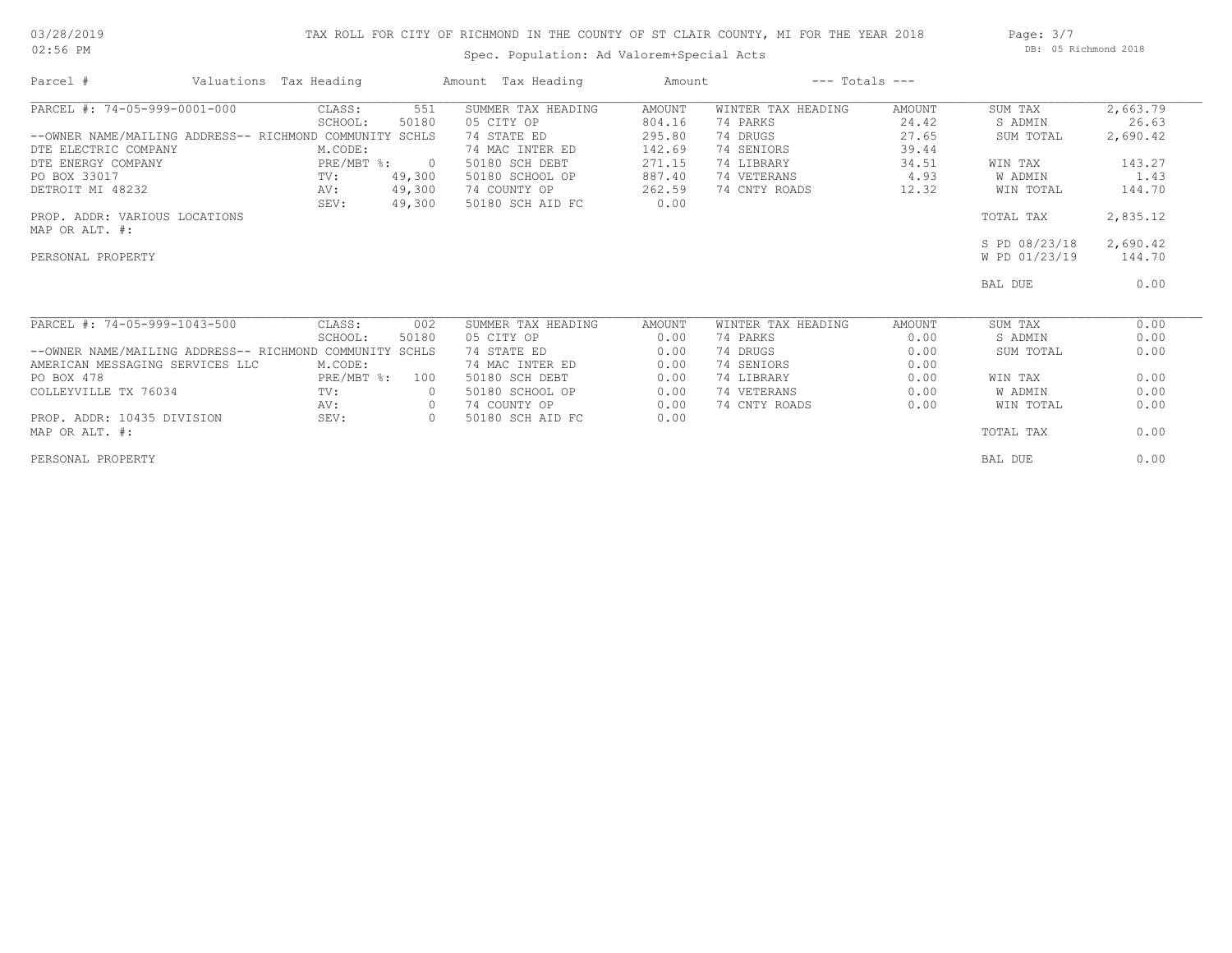# TAX ROLL FOR CITY OF RICHMOND IN THE COUNTY OF ST CLAIR COUNTY, MI FOR THE YEAR 2018

Spec. Population: Ad Valorem+Special Acts

03/28/2019
02:56 PM

DB: 05 Richmond 2018

| Parcel # | Valuations | Tax Heading | Amount | Tax Heading | Amount | --- Totals --- | |
|---|---|---|---|---|---|---|---|
| PARCEL #: 74-05-999-0001-000 | CLASS: 551 | SUMMER TAX HEADING | AMOUNT | WINTER TAX HEADING | AMOUNT | SUM TAX | 2,663.79 |
| | SCHOOL: 50180 | 05 CITY OP | 804.16 | 74 PARKS | 24.42 | S ADMIN | 26.63 |
| --OWNER NAME/MAILING ADDRESS-- | RICHMOND COMMUNITY SCHLS | 74 STATE ED | 295.80 | 74 DRUGS | 27.65 | SUM TOTAL | 2,690.42 |
| DTE ELECTRIC COMPANY | M.CODE: | 74 MAC INTER ED | 142.69 | 74 SENIORS | 39.44 | | |
| DTE ENERGY COMPANY | PRE/MBT %: 0 | 50180 SCH DEBT | 271.15 | 74 LIBRARY | 34.51 | WIN TAX | 143.27 |
| PO BOX 33017 | TV: 49,300 | 50180 SCHOOL OP | 887.40 | 74 VETERANS | 4.93 | W ADMIN | 1.43 |
| DETROIT MI 48232 | AV: 49,300 | 74 COUNTY OP | 262.59 | 74 CNTY ROADS | 12.32 | WIN TOTAL | 144.70 |
| | SEV: 49,300 | 50180 SCH AID FC | 0.00 | | | | |
| PROP. ADDR: VARIOUS LOCATIONS | | | | | | TOTAL TAX | 2,835.12 |
| MAP OR ALT. #: | | | | | | | |
| | | | | | | S PD 08/23/18 | 2,690.42 |
| PERSONAL PROPERTY | | | | | | W PD 01/23/19 | 144.70 |
| | | | | | | BAL DUE | 0.00 |

| Parcel # | Valuations | Tax Heading | Amount | Tax Heading | Amount | --- Totals --- | |
|---|---|---|---|---|---|---|---|
| PARCEL #: 74-05-999-1043-500 | CLASS: 002 | SUMMER TAX HEADING | AMOUNT | WINTER TAX HEADING | AMOUNT | SUM TAX | 0.00 |
| | SCHOOL: 50180 | 05 CITY OP | 0.00 | 74 PARKS | 0.00 | S ADMIN | 0.00 |
| --OWNER NAME/MAILING ADDRESS-- | RICHMOND COMMUNITY SCHLS | 74 STATE ED | 0.00 | 74 DRUGS | 0.00 | SUM TOTAL | 0.00 |
| AMERICAN MESSAGING SERVICES LLC | M.CODE: | 74 MAC INTER ED | 0.00 | 74 SENIORS | 0.00 | | |
| PO BOX 478 | PRE/MBT %: 100 | 50180 SCH DEBT | 0.00 | 74 LIBRARY | 0.00 | WIN TAX | 0.00 |
| COLLEYVILLE TX 76034 | TV: 0 | 50180 SCHOOL OP | 0.00 | 74 VETERANS | 0.00 | W ADMIN | 0.00 |
| | AV: 0 | 74 COUNTY OP | 0.00 | 74 CNTY ROADS | 0.00 | WIN TOTAL | 0.00 |
| PROP. ADDR: 10435 DIVISION | SEV: 0 | 50180 SCH AID FC | 0.00 | | | | |
| MAP OR ALT. #: | | | | | | TOTAL TAX | 0.00 |
| PERSONAL PROPERTY | | | | | | BAL DUE | 0.00 |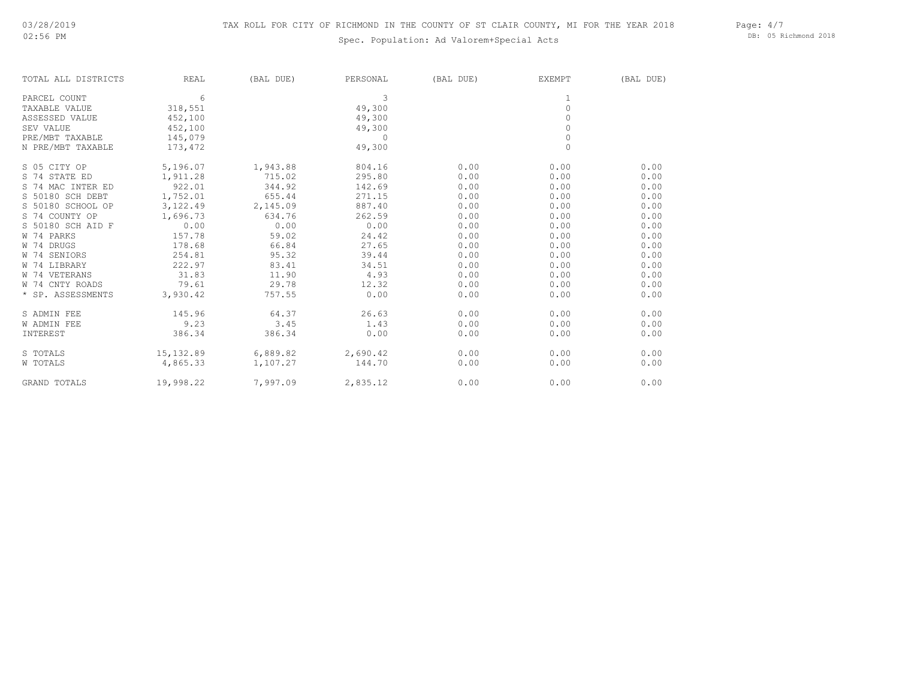TAX ROLL FOR CITY OF RICHMOND IN THE COUNTY OF ST CLAIR COUNTY, MI FOR THE YEAR 2018

Spec. Population: Ad Valorem+Special Acts

| TOTAL ALL DISTRICTS | REAL | (BAL DUE) | PERSONAL | (BAL DUE) | EXEMPT | (BAL DUE) |
|---|---|---|---|---|---|---|
| PARCEL COUNT | 6 | | 3 | | 1 | |
| TAXABLE VALUE | 318,551 | | 49,300 | | 0 | |
| ASSESSED VALUE | 452,100 | | 49,300 | | 0 | |
| SEV VALUE | 452,100 | | 49,300 | | 0 | |
| PRE/MBT TAXABLE | 145,079 | | 0 | | 0 | |
| N PRE/MBT TAXABLE | 173,472 | | 49,300 | | 0 | |
| S 05 CITY OP | 5,196.07 | 1,943.88 | 804.16 | 0.00 | 0.00 | 0.00 |
| S 74 STATE ED | 1,911.28 | 715.02 | 295.80 | 0.00 | 0.00 | 0.00 |
| S 74 MAC INTER ED | 922.01 | 344.92 | 142.69 | 0.00 | 0.00 | 0.00 |
| S 50180 SCH DEBT | 1,752.01 | 655.44 | 271.15 | 0.00 | 0.00 | 0.00 |
| S 50180 SCHOOL OP | 3,122.49 | 2,145.09 | 887.40 | 0.00 | 0.00 | 0.00 |
| S 74 COUNTY OP | 1,696.73 | 634.76 | 262.59 | 0.00 | 0.00 | 0.00 |
| S 50180 SCH AID F | 0.00 | 0.00 | 0.00 | 0.00 | 0.00 | 0.00 |
| W 74 PARKS | 157.78 | 59.02 | 24.42 | 0.00 | 0.00 | 0.00 |
| W 74 DRUGS | 178.68 | 66.84 | 27.65 | 0.00 | 0.00 | 0.00 |
| W 74 SENIORS | 254.81 | 95.32 | 39.44 | 0.00 | 0.00 | 0.00 |
| W 74 LIBRARY | 222.97 | 83.41 | 34.51 | 0.00 | 0.00 | 0.00 |
| W 74 VETERANS | 31.83 | 11.90 | 4.93 | 0.00 | 0.00 | 0.00 |
| W 74 CNTY ROADS | 79.61 | 29.78 | 12.32 | 0.00 | 0.00 | 0.00 |
| * SP. ASSESSMENTS | 3,930.42 | 757.55 | 0.00 | 0.00 | 0.00 | 0.00 |
| S ADMIN FEE | 145.96 | 64.37 | 26.63 | 0.00 | 0.00 | 0.00 |
| W ADMIN FEE | 9.23 | 3.45 | 1.43 | 0.00 | 0.00 | 0.00 |
| INTEREST | 386.34 | 386.34 | 0.00 | 0.00 | 0.00 | 0.00 |
| S TOTALS | 15,132.89 | 6,889.82 | 2,690.42 | 0.00 | 0.00 | 0.00 |
| W TOTALS | 4,865.33 | 1,107.27 | 144.70 | 0.00 | 0.00 | 0.00 |
| GRAND TOTALS | 19,998.22 | 7,997.09 | 2,835.12 | 0.00 | 0.00 | 0.00 |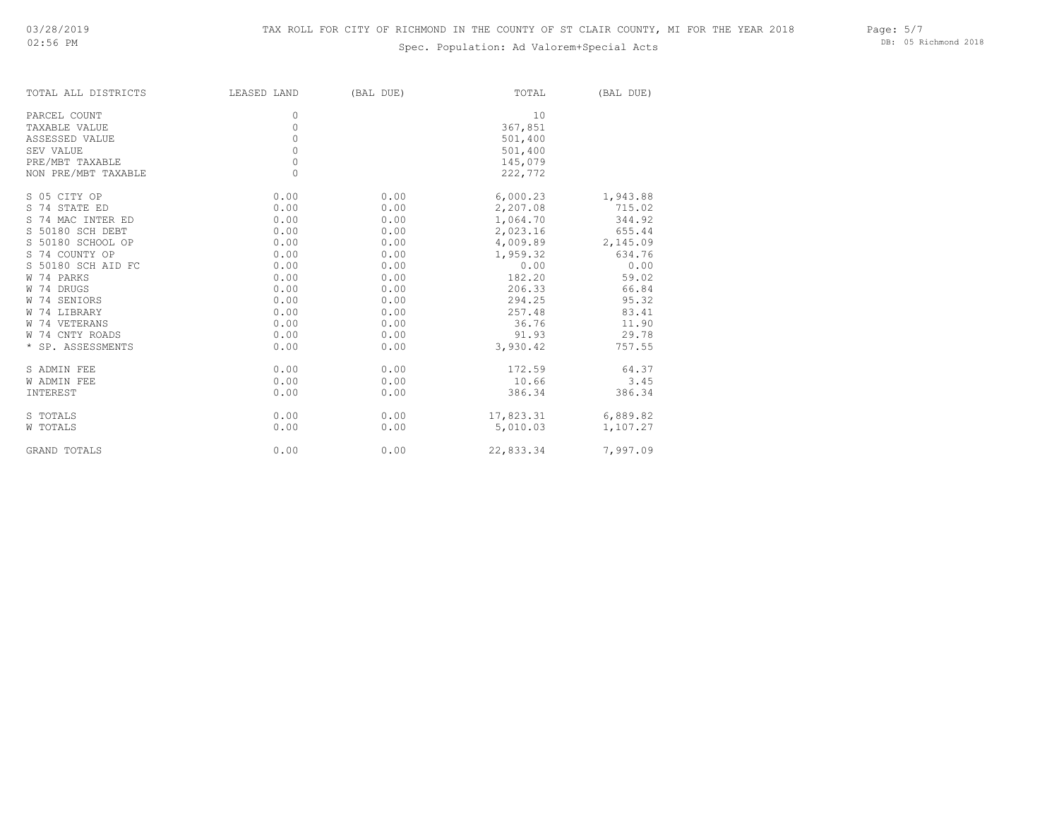TAX ROLL FOR CITY OF RICHMOND IN THE COUNTY OF ST CLAIR COUNTY, MI FOR THE YEAR 2018

Spec. Population: Ad Valorem+Special Acts

| TOTAL ALL DISTRICTS | LEASED LAND | (BAL DUE) | TOTAL | (BAL DUE) |
|---|---|---|---|---|
| PARCEL COUNT | 0 | | 10 | |
| TAXABLE VALUE | 0 | | 367,851 | |
| ASSESSED VALUE | 0 | | 501,400 | |
| SEV VALUE | 0 | | 501,400 | |
| PRE/MBT TAXABLE | 0 | | 145,079 | |
| NON PRE/MBT TAXABLE | 0 | | 222,772 | |
| S 05 CITY OP | 0.00 | 0.00 | 6,000.23 | 1,943.88 |
| S 74 STATE ED | 0.00 | 0.00 | 2,207.08 | 715.02 |
| S 74 MAC INTER ED | 0.00 | 0.00 | 1,064.70 | 344.92 |
| S 50180 SCH DEBT | 0.00 | 0.00 | 2,023.16 | 655.44 |
| S 50180 SCHOOL OP | 0.00 | 0.00 | 4,009.89 | 2,145.09 |
| S 74 COUNTY OP | 0.00 | 0.00 | 1,959.32 | 634.76 |
| S 50180 SCH AID FC | 0.00 | 0.00 | 0.00 | 0.00 |
| W 74 PARKS | 0.00 | 0.00 | 182.20 | 59.02 |
| W 74 DRUGS | 0.00 | 0.00 | 206.33 | 66.84 |
| W 74 SENIORS | 0.00 | 0.00 | 294.25 | 95.32 |
| W 74 LIBRARY | 0.00 | 0.00 | 257.48 | 83.41 |
| W 74 VETERANS | 0.00 | 0.00 | 36.76 | 11.90 |
| W 74 CNTY ROADS | 0.00 | 0.00 | 91.93 | 29.78 |
| * SP. ASSESSMENTS | 0.00 | 0.00 | 3,930.42 | 757.55 |
| S ADMIN FEE | 0.00 | 0.00 | 172.59 | 64.37 |
| W ADMIN FEE | 0.00 | 0.00 | 10.66 | 3.45 |
| INTEREST | 0.00 | 0.00 | 386.34 | 386.34 |
| S TOTALS | 0.00 | 0.00 | 17,823.31 | 6,889.82 |
| W TOTALS | 0.00 | 0.00 | 5,010.03 | 1,107.27 |
| GRAND TOTALS | 0.00 | 0.00 | 22,833.34 | 7,997.09 |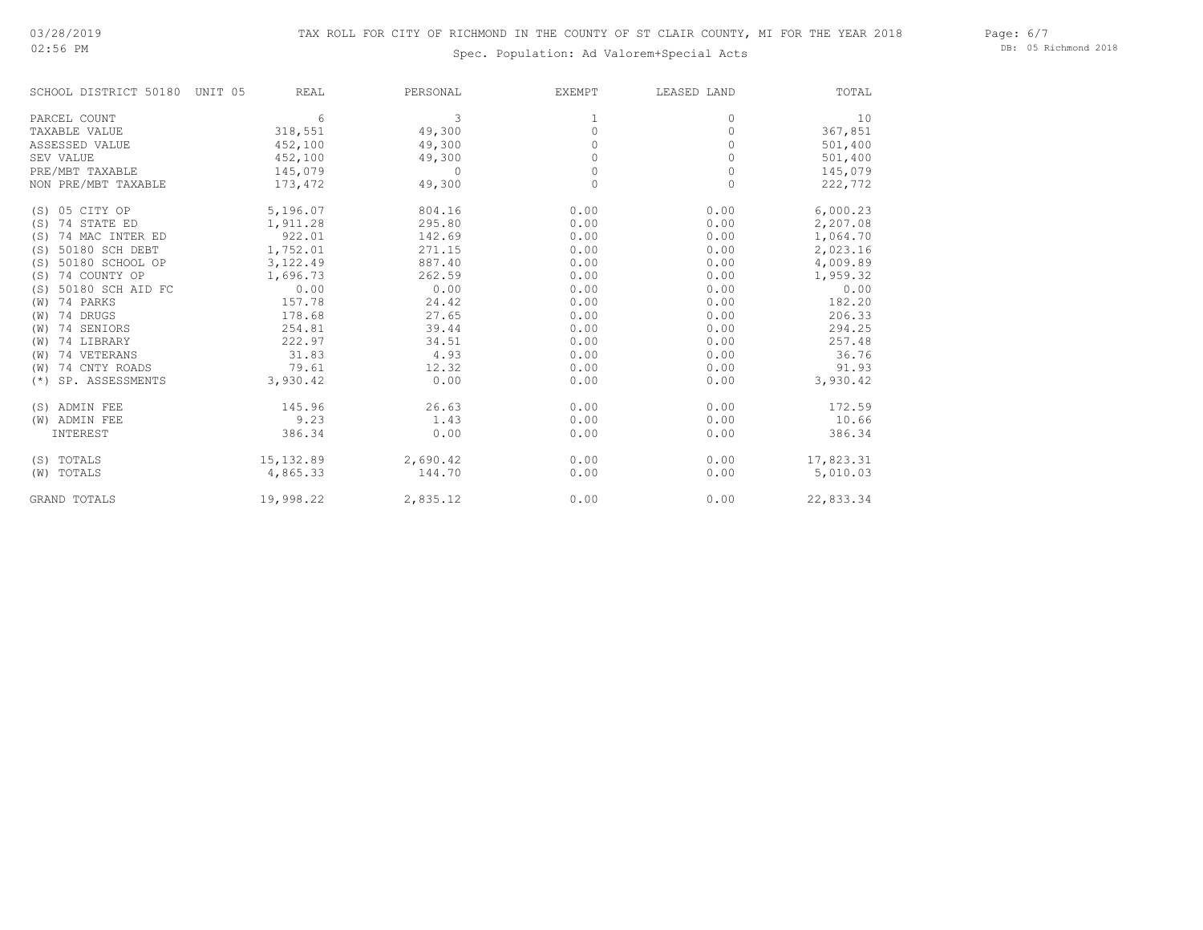TAX ROLL FOR CITY OF RICHMOND IN THE COUNTY OF ST CLAIR COUNTY, MI FOR THE YEAR 2018

Spec. Population: Ad Valorem+Special Acts

| SCHOOL DISTRICT 50180 UNIT 05 | REAL | PERSONAL | EXEMPT | LEASED LAND | TOTAL |
|---|---|---|---|---|---|
| PARCEL COUNT | 6 | 3 | 1 | 0 | 10 |
| TAXABLE VALUE | 318,551 | 49,300 | 0 | 0 | 367,851 |
| ASSESSED VALUE | 452,100 | 49,300 | 0 | 0 | 501,400 |
| SEV VALUE | 452,100 | 49,300 | 0 | 0 | 501,400 |
| PRE/MBT TAXABLE | 145,079 | 0 | 0 | 0 | 145,079 |
| NON PRE/MBT TAXABLE | 173,472 | 49,300 | 0 | 0 | 222,772 |
| (S) 05 CITY OP | 5,196.07 | 804.16 | 0.00 | 0.00 | 6,000.23 |
| (S) 74 STATE ED | 1,911.28 | 295.80 | 0.00 | 0.00 | 2,207.08 |
| (S) 74 MAC INTER ED | 922.01 | 142.69 | 0.00 | 0.00 | 1,064.70 |
| (S) 50180 SCH DEBT | 1,752.01 | 271.15 | 0.00 | 0.00 | 2,023.16 |
| (S) 50180 SCHOOL OP | 3,122.49 | 887.40 | 0.00 | 0.00 | 4,009.89 |
| (S) 74 COUNTY OP | 1,696.73 | 262.59 | 0.00 | 0.00 | 1,959.32 |
| (S) 50180 SCH AID FC | 0.00 | 0.00 | 0.00 | 0.00 | 0.00 |
| (W) 74 PARKS | 157.78 | 24.42 | 0.00 | 0.00 | 182.20 |
| (W) 74 DRUGS | 178.68 | 27.65 | 0.00 | 0.00 | 206.33 |
| (W) 74 SENIORS | 254.81 | 39.44 | 0.00 | 0.00 | 294.25 |
| (W) 74 LIBRARY | 222.97 | 34.51 | 0.00 | 0.00 | 257.48 |
| (W) 74 VETERANS | 31.83 | 4.93 | 0.00 | 0.00 | 36.76 |
| (W) 74 CNTY ROADS | 79.61 | 12.32 | 0.00 | 0.00 | 91.93 |
| (*) SP. ASSESSMENTS | 3,930.42 | 0.00 | 0.00 | 0.00 | 3,930.42 |
| (S) ADMIN FEE | 145.96 | 26.63 | 0.00 | 0.00 | 172.59 |
| (W) ADMIN FEE | 9.23 | 1.43 | 0.00 | 0.00 | 10.66 |
| INTEREST | 386.34 | 0.00 | 0.00 | 0.00 | 386.34 |
| (S) TOTALS | 15,132.89 | 2,690.42 | 0.00 | 0.00 | 17,823.31 |
| (W) TOTALS | 4,865.33 | 144.70 | 0.00 | 0.00 | 5,010.03 |
| GRAND TOTALS | 19,998.22 | 2,835.12 | 0.00 | 0.00 | 22,833.34 |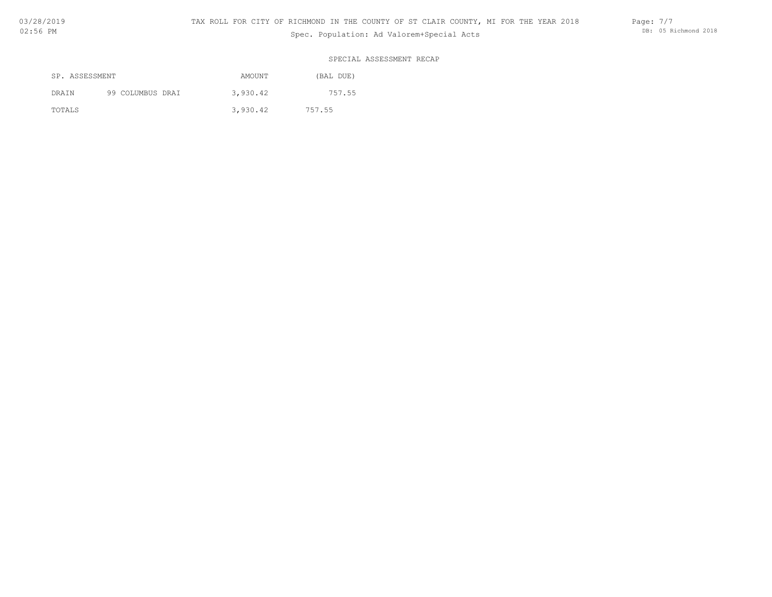TAX ROLL FOR CITY OF RICHMOND IN THE COUNTY OF ST CLAIR COUNTY, MI FOR THE YEAR 2018

Spec. Population: Ad Valorem+Special Acts

## SPECIAL ASSESSMENT RECAP

| SP. ASSESSMENT | | AMOUNT | (BAL DUE) |
|---|---|---|---|
| DRAIN | 99 COLUMBUS DRAI | 3,930.42 | 757.55 |
| TOTALS | | 3,930.42 | 757.55 |